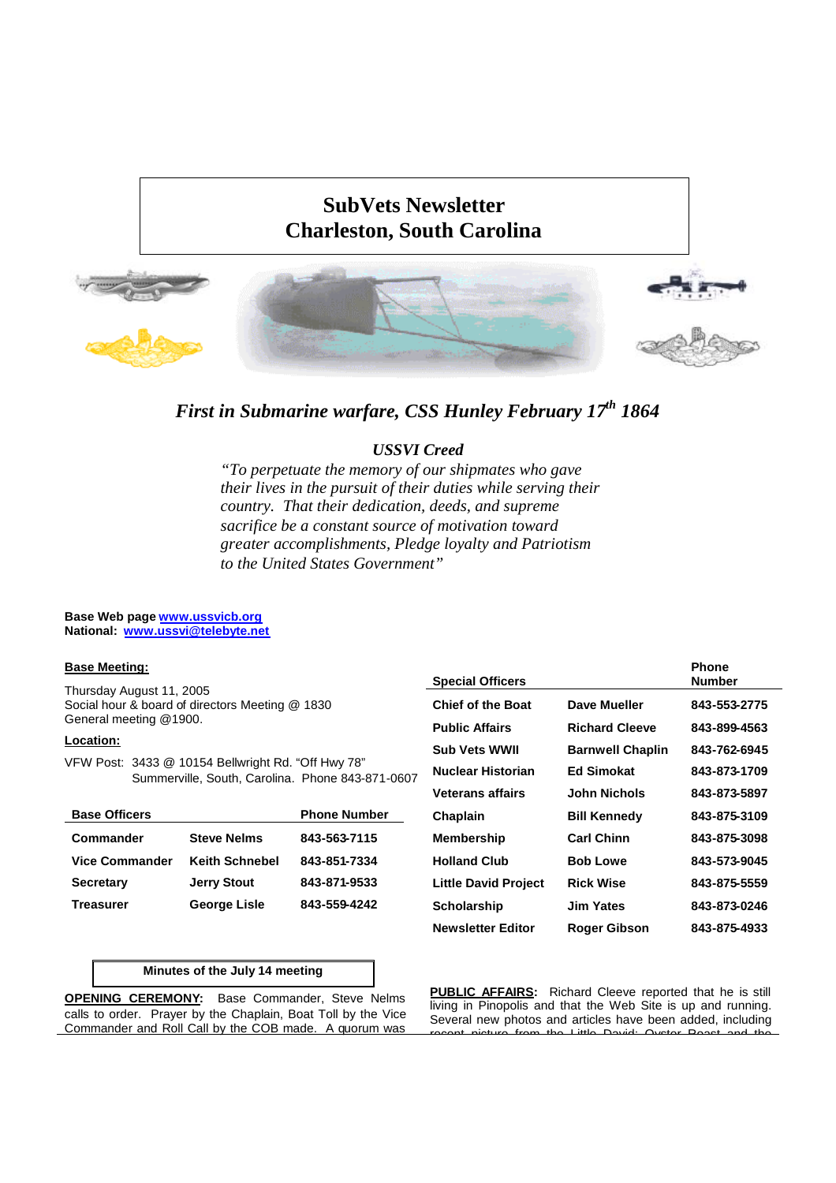# SubVets Newsletter
# Charleston, South Carolina

***First in Submarine warfare, CSS Hunley February 17th 1864***

***USSVI Creed***

*"To perpetuate the memory of our shipmates who gave their lives in the pursuit of their duties while serving their country. That their dedication, deeds, and supreme sacrifice be a constant source of motivation toward greater accomplishments, Pledge loyalty and Patriotism to the United States Government"*

**Base Web page** [www.ussvicb.org](http://www.ussvicb.org)
**National:** [www.ussvi@telebyte.net](http://www.ussvi@telebyte.net)

**Base Meeting:**

Thursday August 11, 2005
Social hour & board of directors Meeting @ 1830
General meeting @1900.

**Location:**

VFW Post: 3433 @ 10154 Bellwright Rd. "Off Hwy 78"
Summerville, South, Carolina. Phone 843-871-0607

| Base Officers | | Phone Number |
|---|---|---|
| Commander | Steve Nelms | 843-563-7115 |
| Vice Commander | Keith Schnebel | 843-851-7334 |
| Secretary | Jerry Stout | 843-871-9533 |
| Treasurer | George Lisle | 843-559-4242 |

| Special Officers | | Phone Number |
|---|---|---|
| Chief of the Boat | Dave Mueller | 843-553-2775 |
| Public Affairs | Richard Cleeve | 843-899-4563 |
| Sub Vets WWII | Barnwell Chaplin | 843-762-6945 |
| Nuclear Historian | Ed Simokat | 843-873-1709 |
| Veterans affairs | John Nichols | 843-873-5897 |
| Chaplain | Bill Kennedy | 843-875-3109 |
| Membership | Carl Chinn | 843-875-3098 |
| Holland Club | Bob Lowe | 843-573-9045 |
| Little David Project | Rick Wise | 843-875-5559 |
| Scholarship | Jim Yates | 843-873-0246 |
| Newsletter Editor | Roger Gibson | 843-875-4933 |

## Minutes of the July 14 meeting

**OPENING CEREMONY:** Base Commander, Steve Nelms calls to order. Prayer by the Chaplain, Boat Toll by the Vice Commander and Roll Call by the COB made. A quorum was

**PUBLIC AFFAIRS:** Richard Cleeve reported that he is still living in Pinopolis and that the Web Site is up and running. Several new photos and articles have been added, including recent picture from the Little David; Oyster Roast and the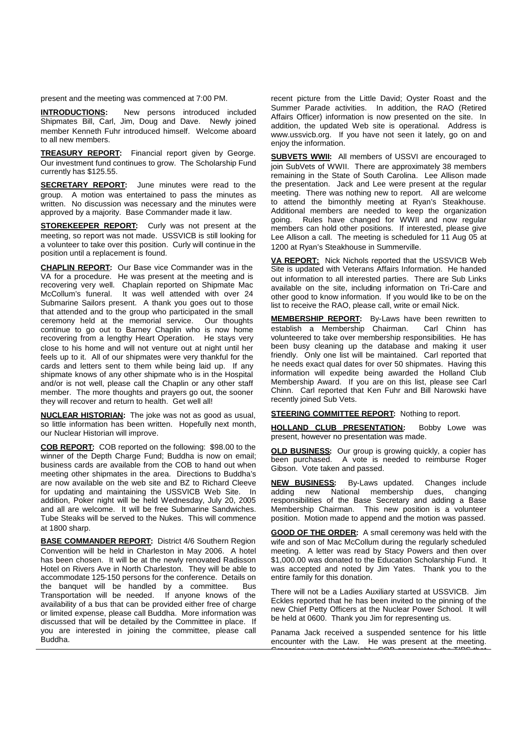present and the meeting was commenced at 7:00 PM.

**INTRODUCTIONS:** New persons introduced included Shipmates Bill, Carl, Jim, Doug and Dave. Newly joined member Kenneth Fuhr introduced himself. Welcome aboard to all new members.

**TREASURY REPORT:** Financial report given by George. Our investment fund continues to grow. The Scholarship Fund currently has $125.55.

**SECRETARY REPORT:** June minutes were read to the group. A motion was entertained to pass the minutes as written. No discussion was necessary and the minutes were approved by a majority. Base Commander made it law.

**STOREKEEPER REPORT:** Curly was not present at the meeting, so report was not made. USSVICB is still looking for a volunteer to take over this position. Curly will continue in the position until a replacement is found.

**CHAPLIN REPORT:** Our Base vice Commander was in the VA for a procedure. He was present at the meeting and is recovering very well. Chaplain reported on Shipmate Mac McCollum's funeral. It was well attended with over 24 Submarine Sailors present. A thank you goes out to those that attended and to the group who participated in the small ceremony held at the memorial service. Our thoughts continue to go out to Barney Chaplin who is now home recovering from a lengthy Heart Operation. He stays very close to his home and will not venture out at night until her feels up to it. All of our shipmates were very thankful for the cards and letters sent to them while being laid up. If any shipmate knows of any other shipmate who is in the Hospital and/or is not well, please call the Chaplin or any other staff member. The more thoughts and prayers go out, the sooner they will recover and return to health. Get well all!

**NUCLEAR HISTORIAN:** The joke was not as good as usual, so little information has been written. Hopefully next month, our Nuclear Historian will improve.

**COB REPORT:** COB reported on the following: $98.00 to the winner of the Depth Charge Fund; Buddha is now on email; business cards are available from the COB to hand out when meeting other shipmates in the area. Directions to Buddha's are now available on the web site and BZ to Richard Cleeve for updating and maintaining the USSVICB Web Site. In addition, Poker night will be held Wednesday, July 20, 2005 and all are welcome. It will be free Submarine Sandwiches. Tube Steaks will be served to the Nukes. This will commence at 1800 sharp.

**BASE COMMANDER REPORT:** District 4/6 Southern Region Convention will be held in Charleston in May 2006. A hotel has been chosen. It will be at the newly renovated Radisson Hotel on Rivers Ave in North Charleston. They will be able to accommodate 125-150 persons for the conference. Details on the banquet will be handled by a committee. Bus Transportation will be needed. If anyone knows of the availability of a bus that can be provided either free of charge or limited expense, please call Buddha. More information was discussed that will be detailed by the Committee in place. If you are interested in joining the committee, please call Buddha.

recent picture from the Little David; Oyster Roast and the Summer Parade activities. In addition, the RAO (Retired Affairs Officer) information is now presented on the site. In addition, the updated Web site is operational. Address is www.ussvicb.org. If you have not seen it lately, go on and enjoy the information.

**SUBVETS WWII:** All members of USSVI are encouraged to join SubVets of WWII. There are approximately 38 members remaining in the State of South Carolina. Lee Allison made the presentation. Jack and Lee were present at the regular meeting. There was nothing new to report. All are welcome to attend the bimonthly meeting at Ryan's Steakhouse. Additional members are needed to keep the organization going. Rules have changed for WWII and now regular members can hold other positions. If interested, please give Lee Allison a call. The meeting is scheduled for 11 Aug 05 at 1200 at Ryan's Steakhouse in Summerville.

**VA REPORT:** Nick Nichols reported that the USSVICB Web Site is updated with Veterans Affairs Information. He handed out information to all interested parties. There are Sub Links available on the site, including information on Tri-Care and other good to know information. If you would like to be on the list to receive the RAO, please call, write or email Nick.

**MEMBERSHIP REPORT:** By-Laws have been rewritten to establish a Membership Chairman. Carl Chinn has volunteered to take over membership responsibilities. He has been busy cleaning up the database and making it user friendly. Only one list will be maintained. Carl reported that he needs exact qual dates for over 50 shipmates. Having this information will expedite being awarded the Holland Club Membership Award. If you are on this list, please see Carl Chinn. Carl reported that Ken Fuhr and Bill Narowski have recently joined Sub Vets.

**STEERING COMMITTEE REPORT:** Nothing to report.

**HOLLAND CLUB PRESENTATION:** Bobby Lowe was present, however no presentation was made.

**OLD BUSINESS:** Our group is growing quickly, a copier has been purchased. A vote is needed to reimburse Roger Gibson. Vote taken and passed.

**NEW BUSINESS:** By-Laws updated. Changes include adding new National membership dues, changing responsibilities of the Base Secretary and adding a Base Membership Chairman. This new position is a volunteer position. Motion made to append and the motion was passed.

**GOOD OF THE ORDER:** A small ceremony was held with the wife and son of Mac McCollum during the regularly scheduled meeting. A letter was read by Stacy Powers and then over $1,000.00 was donated to the Education Scholarship Fund. It was accepted and noted by Jim Yates. Thank you to the entire family for this donation.

There will not be a Ladies Auxiliary started at USSVICB. Jim Eckles reported that he has been invited to the pinning of the new Chief Petty Officers at the Nuclear Power School. It will be held at 0600. Thank you Jim for representing us.

Panama Jack received a suspended sentence for his little encounter with the Law. He was present at the meeting.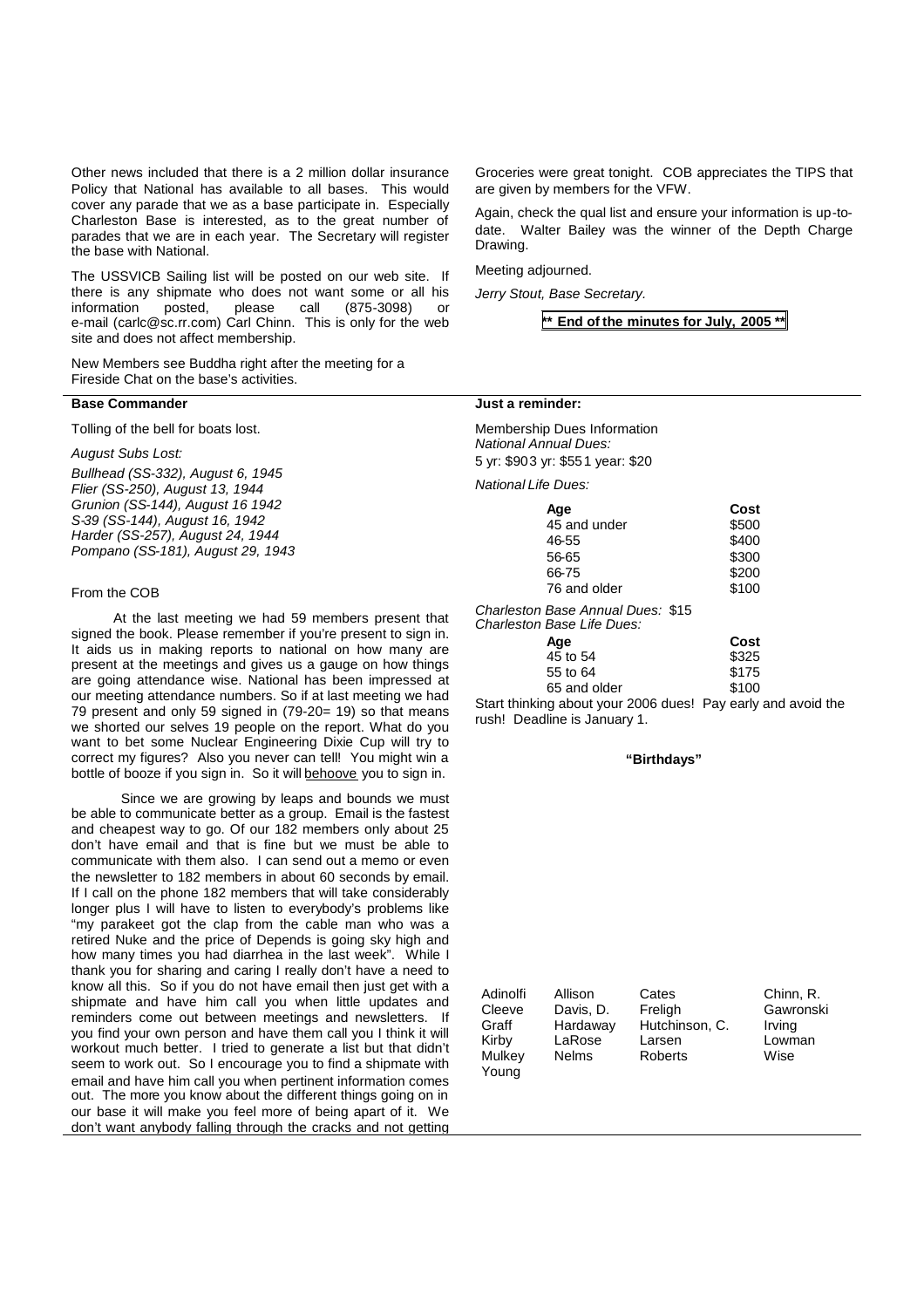Other news included that there is a 2 million dollar insurance Policy that National has available to all bases. This would cover any parade that we as a base participate in. Especially Charleston Base is interested, as to the great number of parades that we are in each year. The Secretary will register the base with National.

The USSVICB Sailing list will be posted on our web site. If there is any shipmate who does not want some or all his information posted, please call (875-3098) or e-mail (carlc@sc.rr.com) Carl Chinn. This is only for the web site and does not affect membership.

New Members see Buddha right after the meeting for a Fireside Chat on the base's activities.

Groceries were great tonight. COB appreciates the TIPS that are given by members for the VFW.

Again, check the qual list and ensure your information is up-to-date. Walter Bailey was the winner of the Depth Charge Drawing.

Meeting adjourned.

*Jerry Stout, Base Secretary.*

**\*\* End of the minutes for July, 2005 \*\***

## Base Commander

Tolling of the bell for boats lost.

*August Subs Lost:*

*Bullhead (SS-332), August 6, 1945*
*Flier (SS-250), August 13, 1944*
*Grunion (SS-144), August 16 1942*
*S-39 (SS-144), August 16, 1942*
*Harder (SS-257), August 24, 1944*
*Pompano (SS-181), August 29, 1943*

From the COB

At the last meeting we had 59 members present that signed the book. Please remember if you're present to sign in. It aids us in making reports to national on how many are present at the meetings and gives us a gauge on how things are going attendance wise. National has been impressed at our meeting attendance numbers. So if at last meeting we had 79 present and only 59 signed in (79-20= 19) so that means we shorted our selves 19 people on the report. What do you want to bet some Nuclear Engineering Dixie Cup will try to correct my figures? Also you never can tell! You might win a bottle of booze if you sign in. So it will behoove you to sign in.

Since we are growing by leaps and bounds we must be able to communicate better as a group. Email is the fastest and cheapest way to go. Of our 182 members only about 25 don't have email and that is fine but we must be able to communicate with them also. I can send out a memo or even the newsletter to 182 members in about 60 seconds by email. If I call on the phone 182 members that will take considerably longer plus I will have to listen to everybody's problems like "my parakeet got the clap from the cable man who was a retired Nuke and the price of Depends is going sky high and how many times you had diarrhea in the last week". While I thank you for sharing and caring I really don't have a need to know all this. So if you do not have email then just get with a shipmate and have him call you when little updates and reminders come out between meetings and newsletters. If you find your own person and have them call you I think it will workout much better. I tried to generate a list but that didn't seem to work out. So I encourage you to find a shipmate with email and have him call you when pertinent information comes out. The more you know about the different things going on in our base it will make you feel more of being apart of it. We don't want anybody falling through the cracks and not getting

## Just a reminder:

Membership Dues Information
*National Annual Dues:*
5 yr: $90 3 yr: $55 1 year: $20

*National Life Dues:*

| Age | Cost |
|---|---|
| 45 and under | $500 |
| 46-55 | $400 |
| 56-65 | $300 |
| 66-75 | $200 |
| 76 and older | $100 |

*Charleston Base Annual Dues:* $15
*Charleston Base Life Dues:*

| Age | Cost |
|---|---|
| 45 to 54 | $325 |
| 55 to 64 | $175 |
| 65 and older | $100 |

Start thinking about your 2006 dues! Pay early and avoid the rush! Deadline is January 1.

**"Birthdays"**

| | | | |
|---|---|---|---|
| Adinolfi | Allison | Cates | Chinn, R. |
| Cleeve | Davis, D. | Freligh | Gawronski |
| Graff | Hardaway | Hutchinson, C. | Irving |
| Kirby | LaRose | Larsen | Lowman |
| Mulkey | Nelms | Roberts | Wise |
| Young | | | |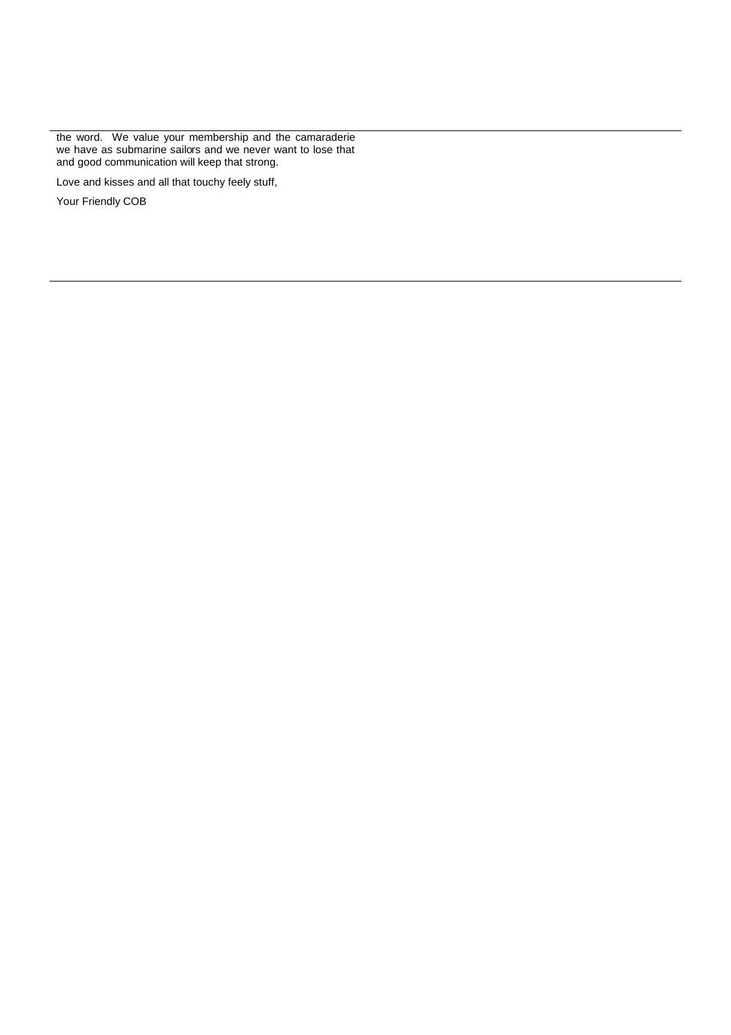the word. We value your membership and the camaraderie we have as submarine sailors and we never want to lose that and good communication will keep that strong.

Love and kisses and all that touchy feely stuff,

Your Friendly COB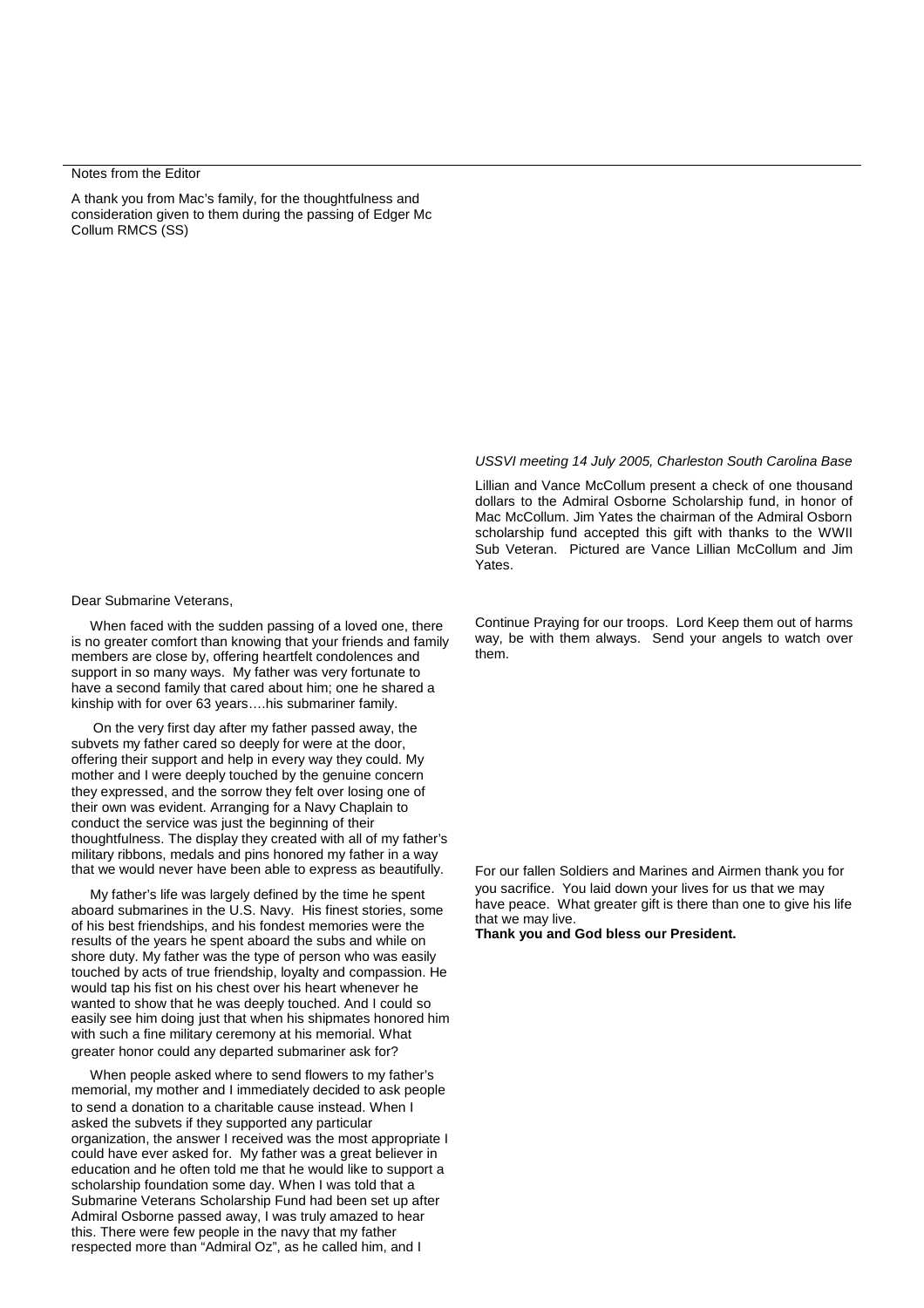Notes from the Editor

A thank you from Mac's family, for the thoughtfulness and consideration given to them during the passing of Edger Mc Collum RMCS (SS)

*USSVI meeting 14 July 2005, Charleston South Carolina Base*

Lillian and Vance McCollum present a check of one thousand dollars to the Admiral Osborne Scholarship fund, in honor of Mac McCollum. Jim Yates the chairman of the Admiral Osborn scholarship fund accepted this gift with thanks to the WWII Sub Veteran. Pictured are Vance Lillian McCollum and Jim Yates.

Dear Submarine Veterans,

When faced with the sudden passing of a loved one, there is no greater comfort than knowing that your friends and family members are close by, offering heartfelt condolences and support in so many ways. My father was very fortunate to have a second family that cared about him; one he shared a kinship with for over 63 years….his submariner family.

On the very first day after my father passed away, the subvets my father cared so deeply for were at the door, offering their support and help in every way they could. My mother and I were deeply touched by the genuine concern they expressed, and the sorrow they felt over losing one of their own was evident. Arranging for a Navy Chaplain to conduct the service was just the beginning of their thoughtfulness. The display they created with all of my father's military ribbons, medals and pins honored my father in a way that we would never have been able to express as beautifully.

My father's life was largely defined by the time he spent aboard submarines in the U.S. Navy. His finest stories, some of his best friendships, and his fondest memories were the results of the years he spent aboard the subs and while on shore duty. My father was the type of person who was easily touched by acts of true friendship, loyalty and compassion. He would tap his fist on his chest over his heart whenever he wanted to show that he was deeply touched. And I could so easily see him doing just that when his shipmates honored him with such a fine military ceremony at his memorial. What greater honor could any departed submariner ask for?

When people asked where to send flowers to my father's memorial, my mother and I immediately decided to ask people to send a donation to a charitable cause instead. When I asked the subvets if they supported any particular organization, the answer I received was the most appropriate I could have ever asked for. My father was a great believer in education and he often told me that he would like to support a scholarship foundation some day. When I was told that a Submarine Veterans Scholarship Fund had been set up after Admiral Osborne passed away, I was truly amazed to hear this. There were few people in the navy that my father respected more than "Admiral Oz", as he called him, and I

Continue Praying for our troops. Lord Keep them out of harms way, be with them always. Send your angels to watch over them.

For our fallen Soldiers and Marines and Airmen thank you for you sacrifice. You laid down your lives for us that we may have peace. What greater gift is there than one to give his life that we may live.

**Thank you and God bless our President.**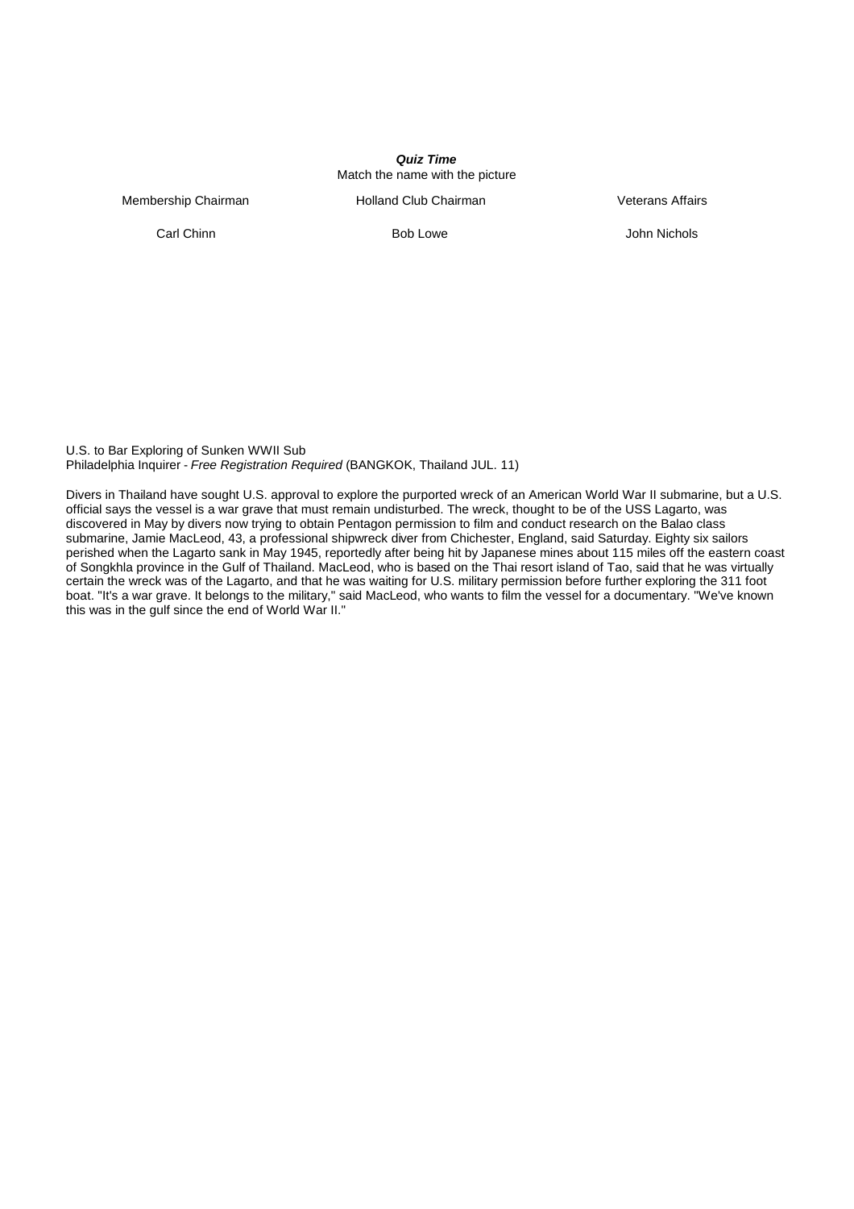***Quiz Time***

Match the name with the picture

| | | |
|---|---|---|
| Membership Chairman | Holland Club Chairman | Veterans Affairs |
| Carl Chinn | Bob Lowe | John Nichols |

U.S. to Bar Exploring of Sunken WWII Sub
Philadelphia Inquirer - *Free Registration Required* (BANGKOK, Thailand JUL. 11)

Divers in Thailand have sought U.S. approval to explore the purported wreck of an American World War II submarine, but a U.S. official says the vessel is a war grave that must remain undisturbed. The wreck, thought to be of the USS Lagarto, was discovered in May by divers now trying to obtain Pentagon permission to film and conduct research on the Balao class submarine, Jamie MacLeod, 43, a professional shipwreck diver from Chichester, England, said Saturday. Eighty six sailors perished when the Lagarto sank in May 1945, reportedly after being hit by Japanese mines about 115 miles off the eastern coast of Songkhla province in the Gulf of Thailand. MacLeod, who is based on the Thai resort island of Tao, said that he was virtually certain the wreck was of the Lagarto, and that he was waiting for U.S. military permission before further exploring the 311 foot boat. "It's a war grave. It belongs to the military," said MacLeod, who wants to film the vessel for a documentary. "We've known this was in the gulf since the end of World War II."